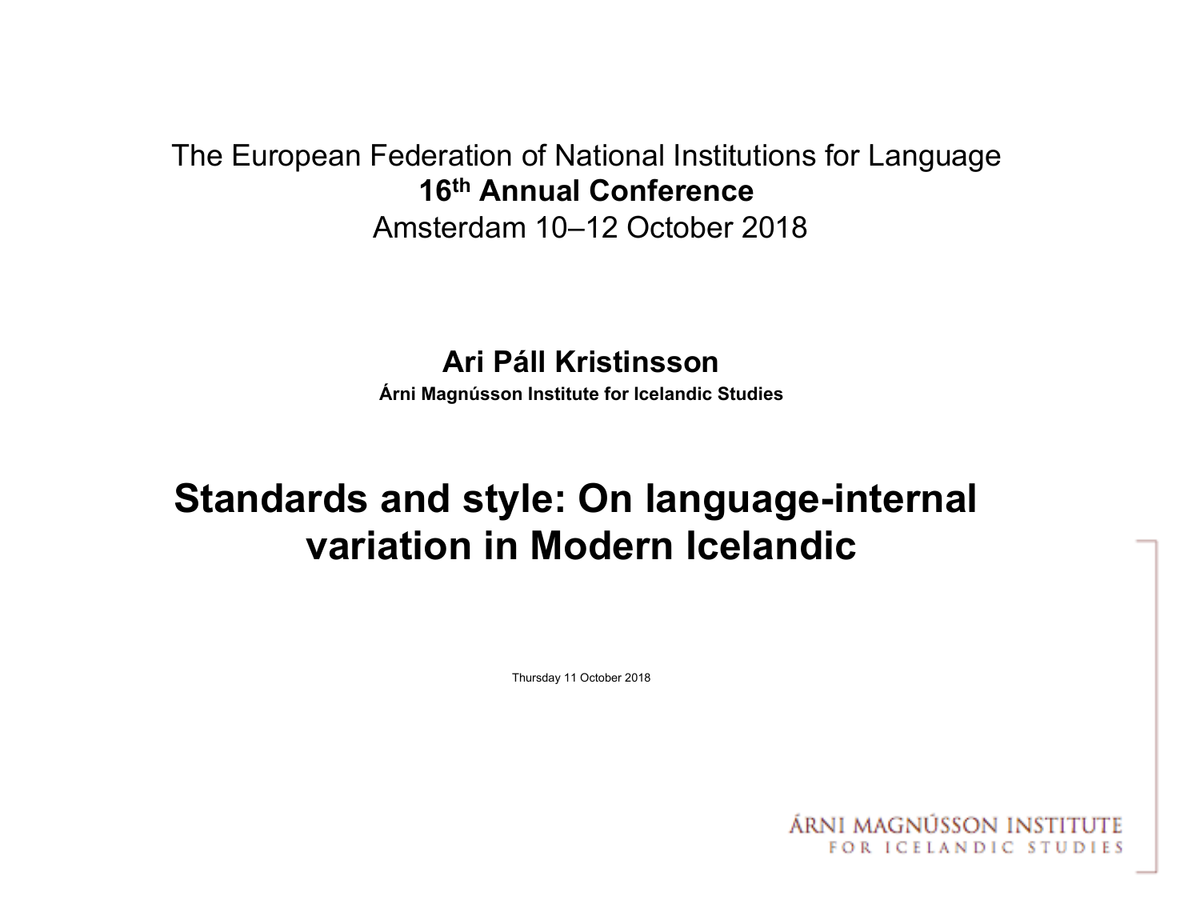The European Federation of National Institutions for Language
**16th Annual Conference**
Amsterdam 10–12 October 2018

**Ari Páll Kristinsson**
**Árni Magnússon Institute for Icelandic Studies**

# Standards and style: On language-internal variation in Modern Icelandic

Thursday 11 October 2018

ÁRNI MAGNÚSSON INSTITUTE
FOR ICELANDIC STUDIES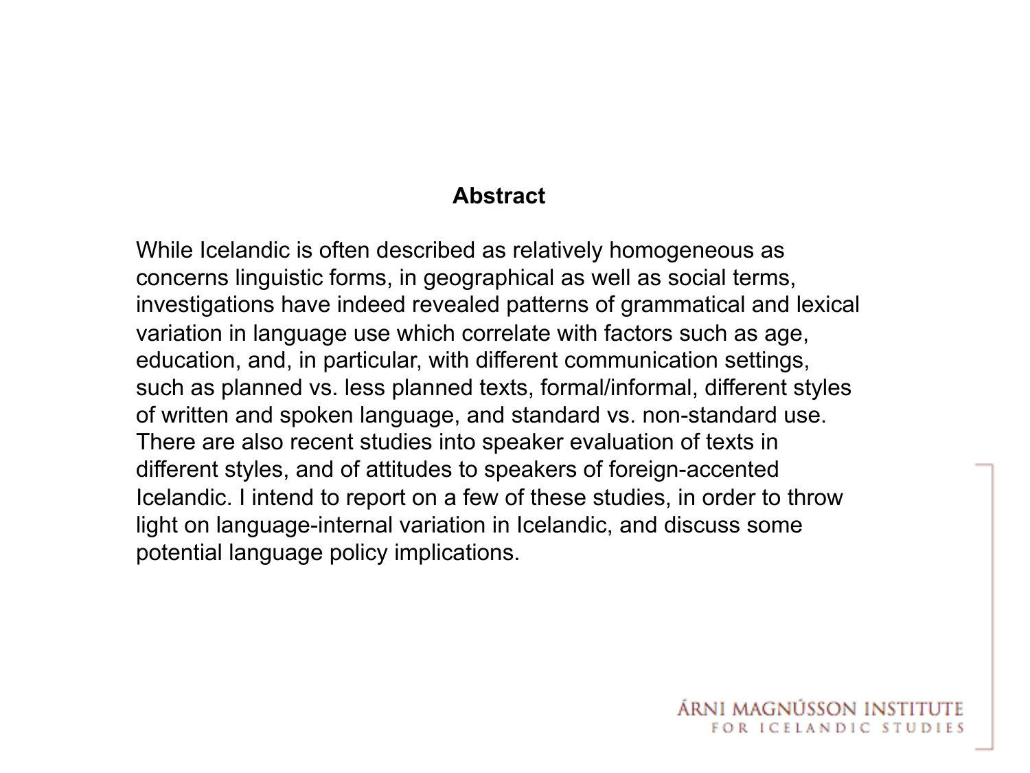## Abstract

While Icelandic is often described as relatively homogeneous as concerns linguistic forms, in geographical as well as social terms, investigations have indeed revealed patterns of grammatical and lexical variation in language use which correlate with factors such as age, education, and, in particular, with different communication settings, such as planned vs. less planned texts, formal/informal, different styles of written and spoken language, and standard vs. non-standard use. There are also recent studies into speaker evaluation of texts in different styles, and of attitudes to speakers of foreign-accented Icelandic. I intend to report on a few of these studies, in order to throw light on language-internal variation in Icelandic, and discuss some potential language policy implications.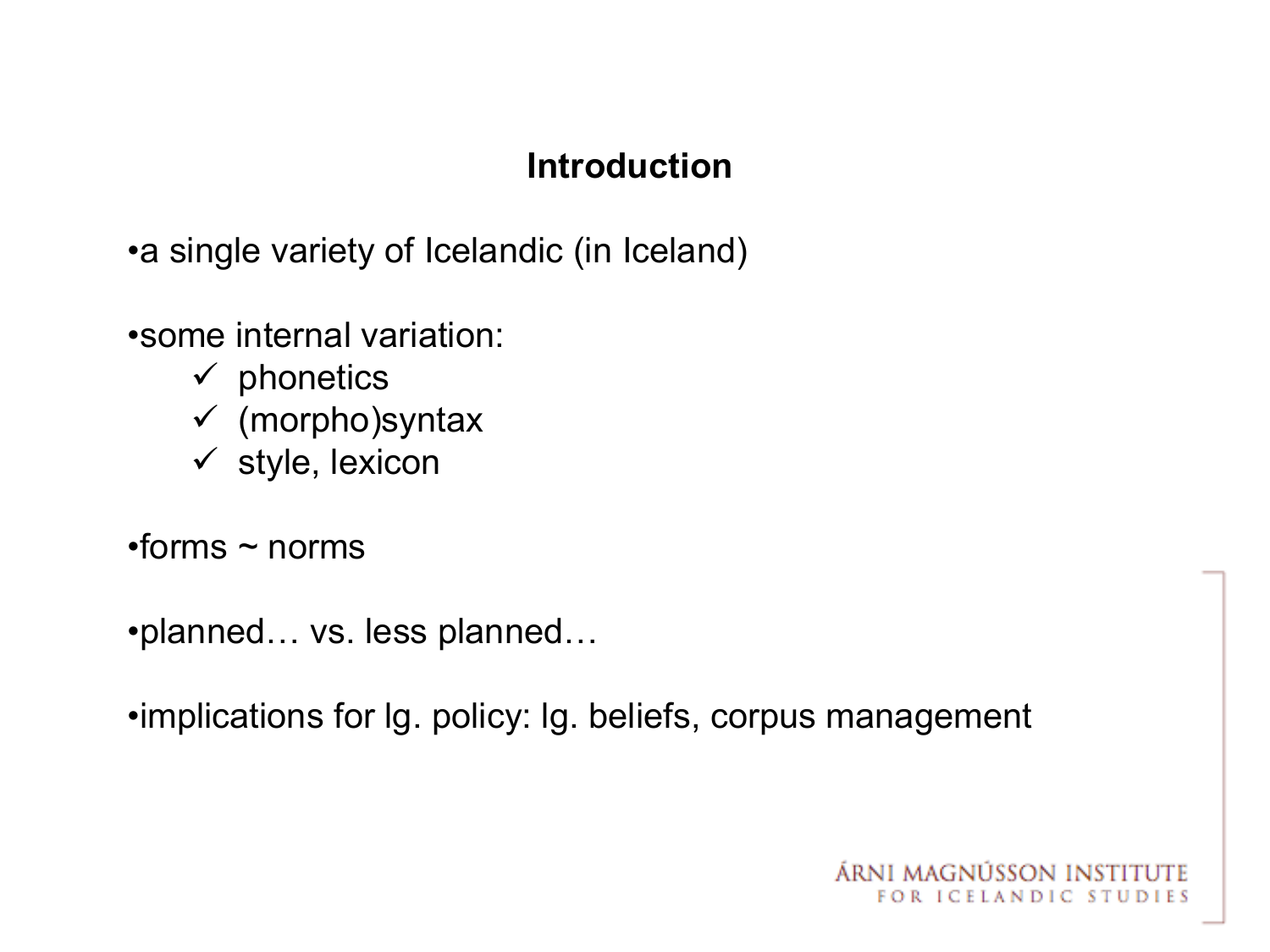## Introduction

- a single variety of Icelandic (in Iceland)

- some internal variation:
  - ✓ phonetics
  - ✓ (morpho)syntax
  - ✓ style, lexicon

- forms ~ norms

- planned… vs. less planned…

- implications for lg. policy: lg. beliefs, corpus management

ÁRNI MAGNÚSSON INSTITUTE FOR ICELANDIC STUDIES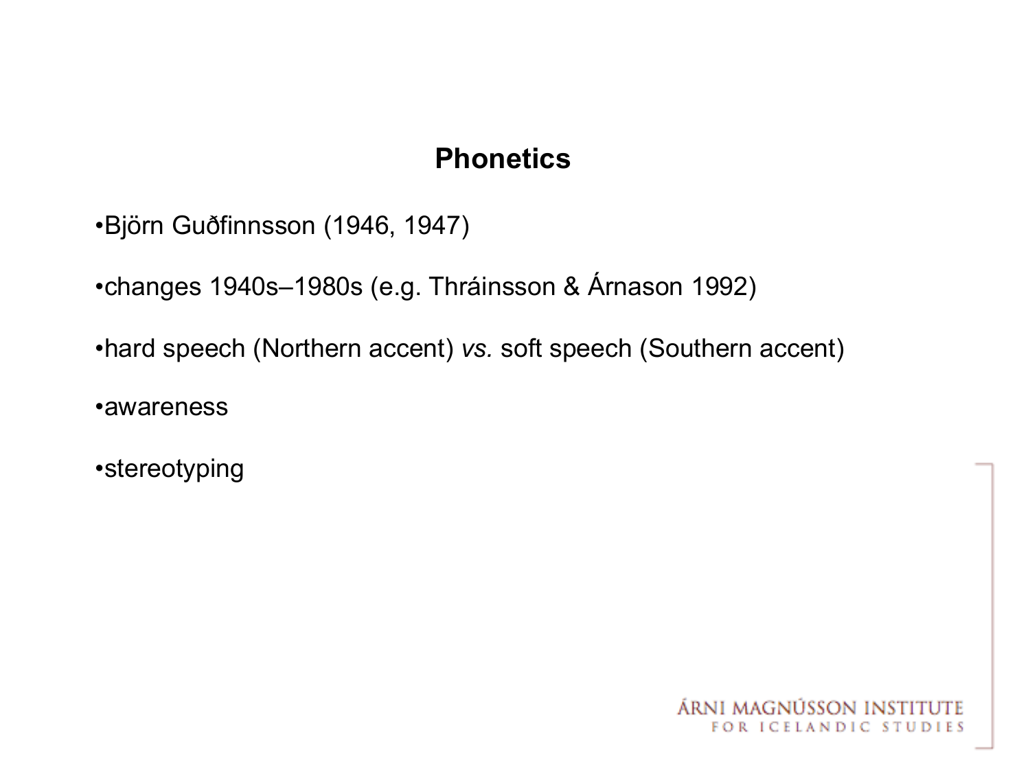## Phonetics

- Björn Guðfinnsson (1946, 1947)
- changes 1940s–1980s (e.g. Thráinsson & Árnason 1992)
- hard speech (Northern accent) *vs.* soft speech (Southern accent)
- awareness
- stereotyping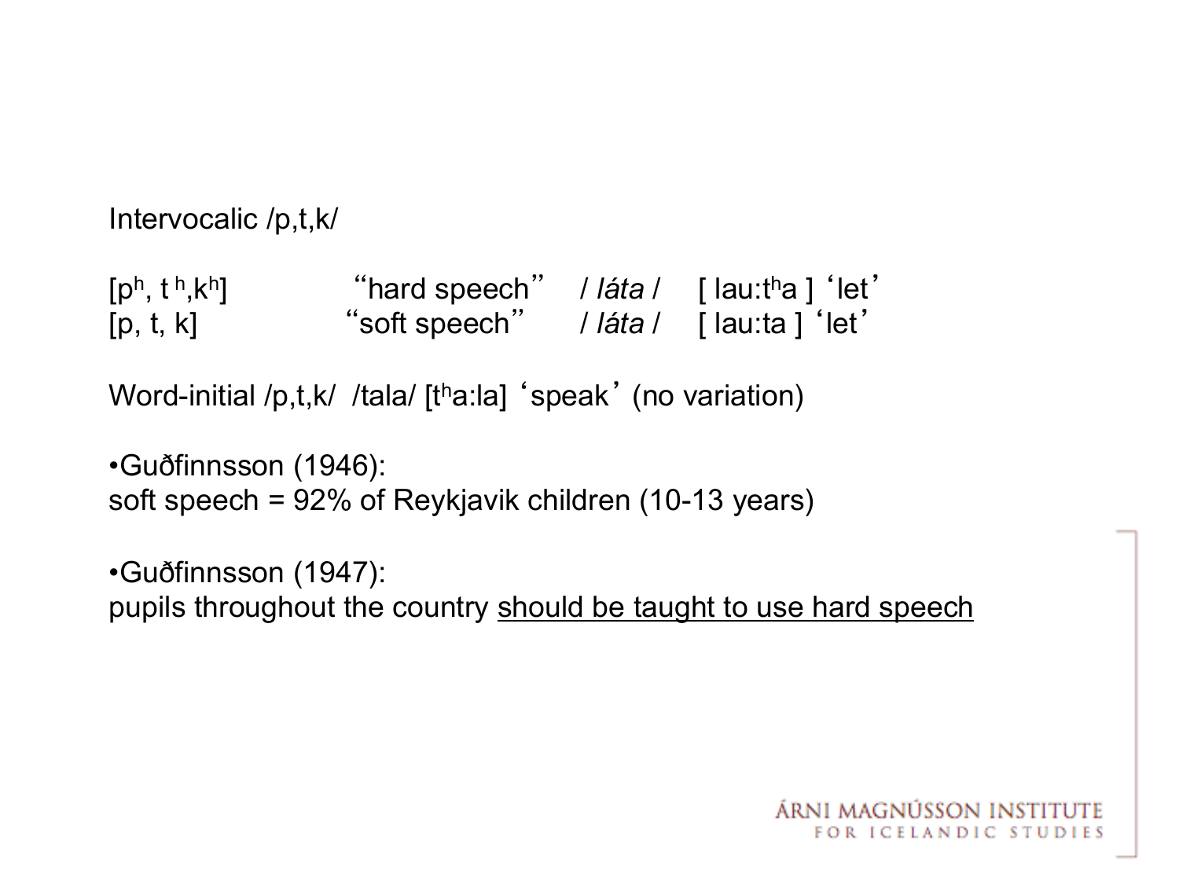Intervocalic /p,t,k/

| | | | |
|---|---|---|---|
| [$p^h$, $t^h$, $k^h$] | "hard speech" | / *láta* / | [ lau:$t^h$a ] 'let' |
| [p, t, k] | "soft speech" | / *láta* / | [ lau:ta ] 'let' |

Word-initial /p,t,k/ /tala/ [$t^h$a:la] 'speak' (no variation)

- Guðfinnsson (1946):
  soft speech = 92% of Reykjavik children (10-13 years)

- Guðfinnsson (1947):
  pupils throughout the country <u>should be taught to use hard speech</u>

ÁRNI MAGNÚSSON INSTITUTE FOR ICELANDIC STUDIES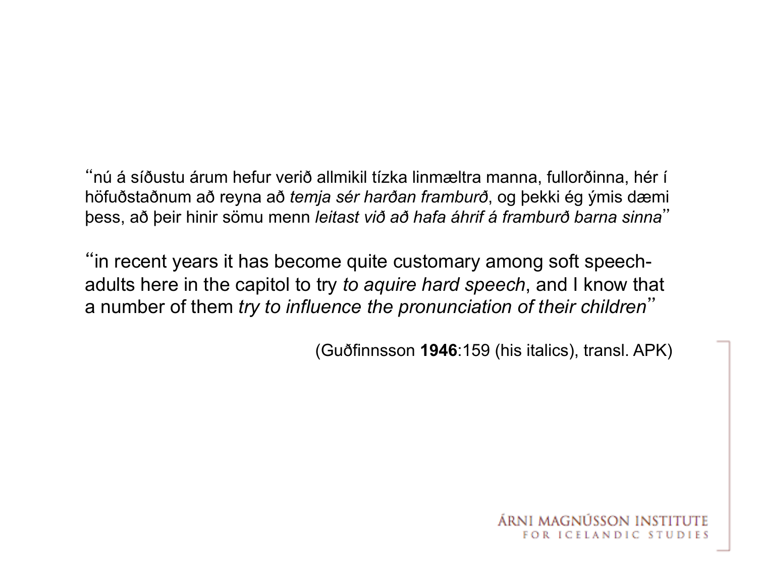“nú á síðustu árum hefur verið allmikil tízka linmæltra manna, fullorðinna, hér í höfuðstaðnum að reyna að *temja sér harðan framburð*, og þekki ég ýmis dæmi þess, að þeir hinir sömu menn *leitast við að hafa áhrif á framburð barna sinna*”

“in recent years it has become quite customary among soft speech-adults here in the capitol to try *to aquire hard speech*, and I know that a number of them *try to influence the pronunciation of their children*”

(Guðfinnsson **1946**:159 (his italics), transl. APK)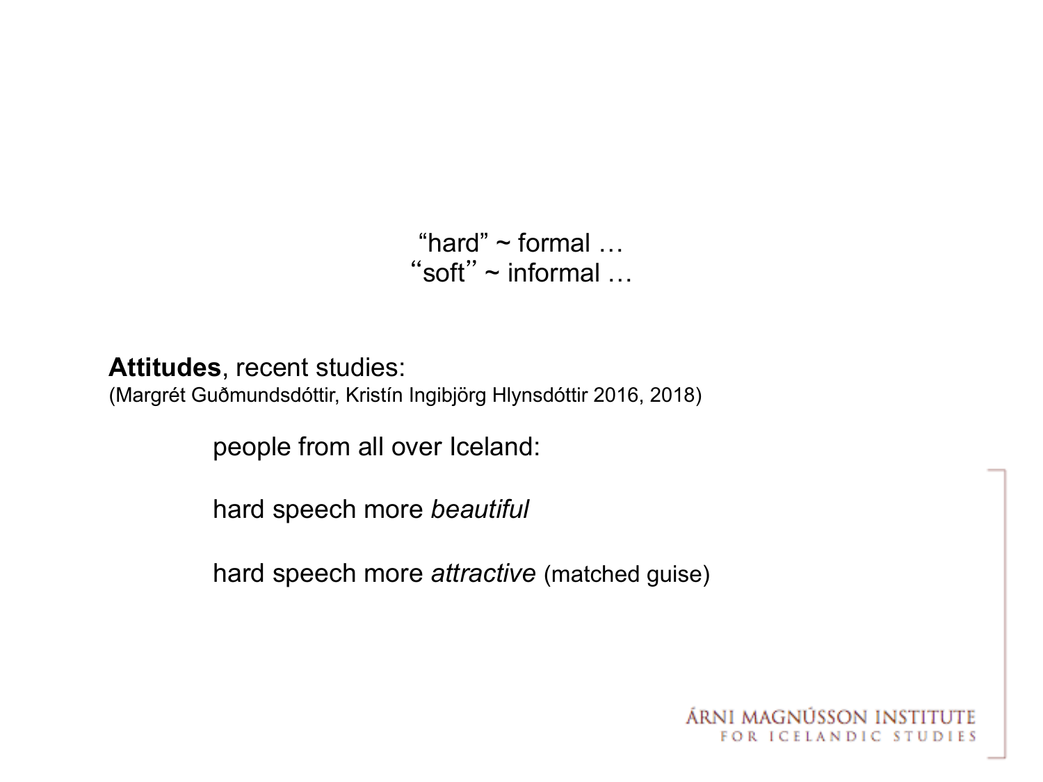"hard" ~ formal …
"soft" ~ informal …

**Attitudes**, recent studies:
(Margrét Guðmundsdóttir, Kristín Ingibjörg Hlynsdóttir 2016, 2018)

people from all over Iceland:

hard speech more *beautiful*

hard speech more *attractive* (matched guise)

ÁRNI MAGNÚSSON INSTITUTE FOR ICELANDIC STUDIES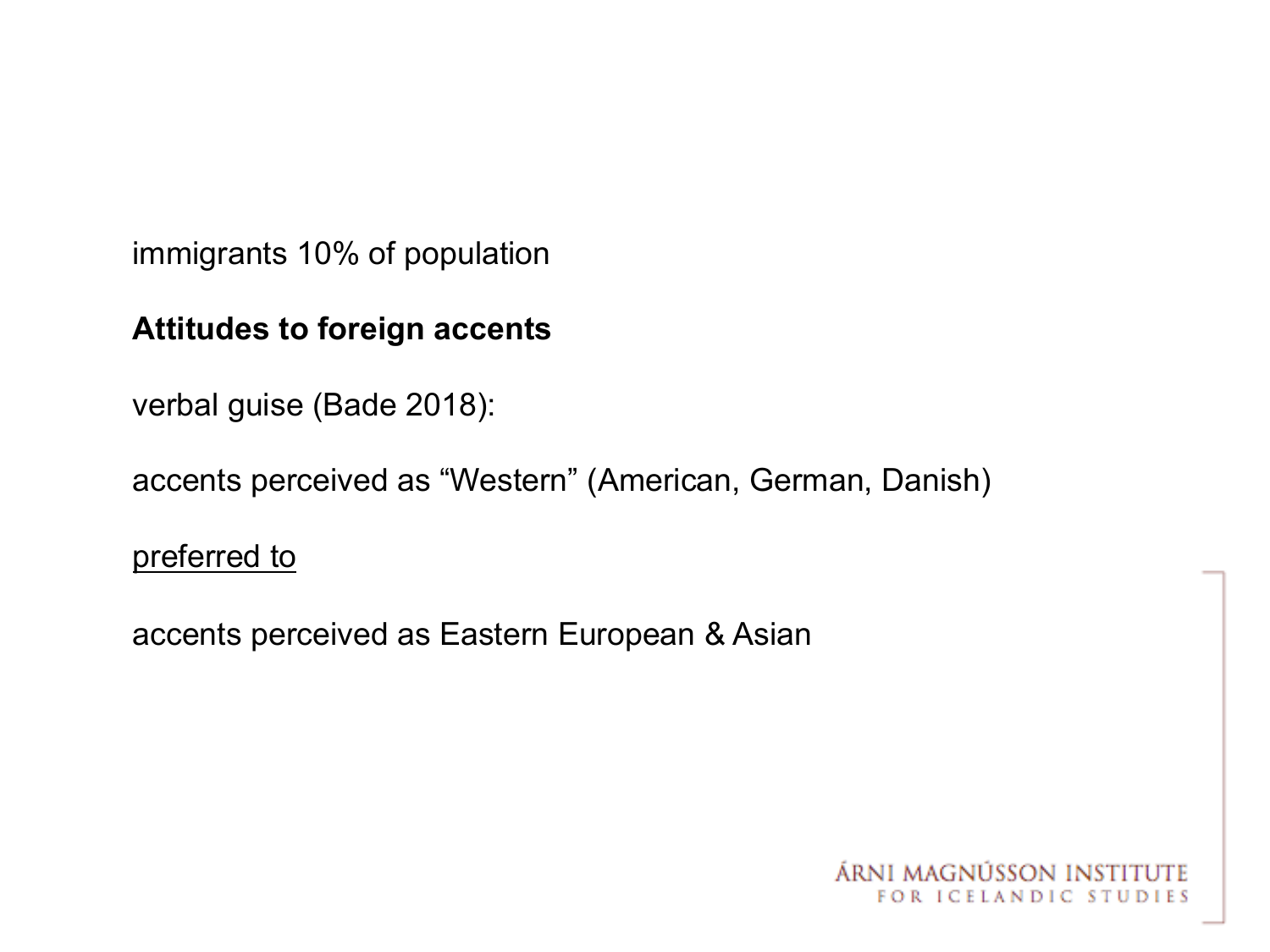immigrants 10% of population

**Attitudes to foreign accents**

verbal guise (Bade 2018):

accents perceived as “Western” (American, German, Danish)

<u>preferred to</u>

accents perceived as Eastern European & Asian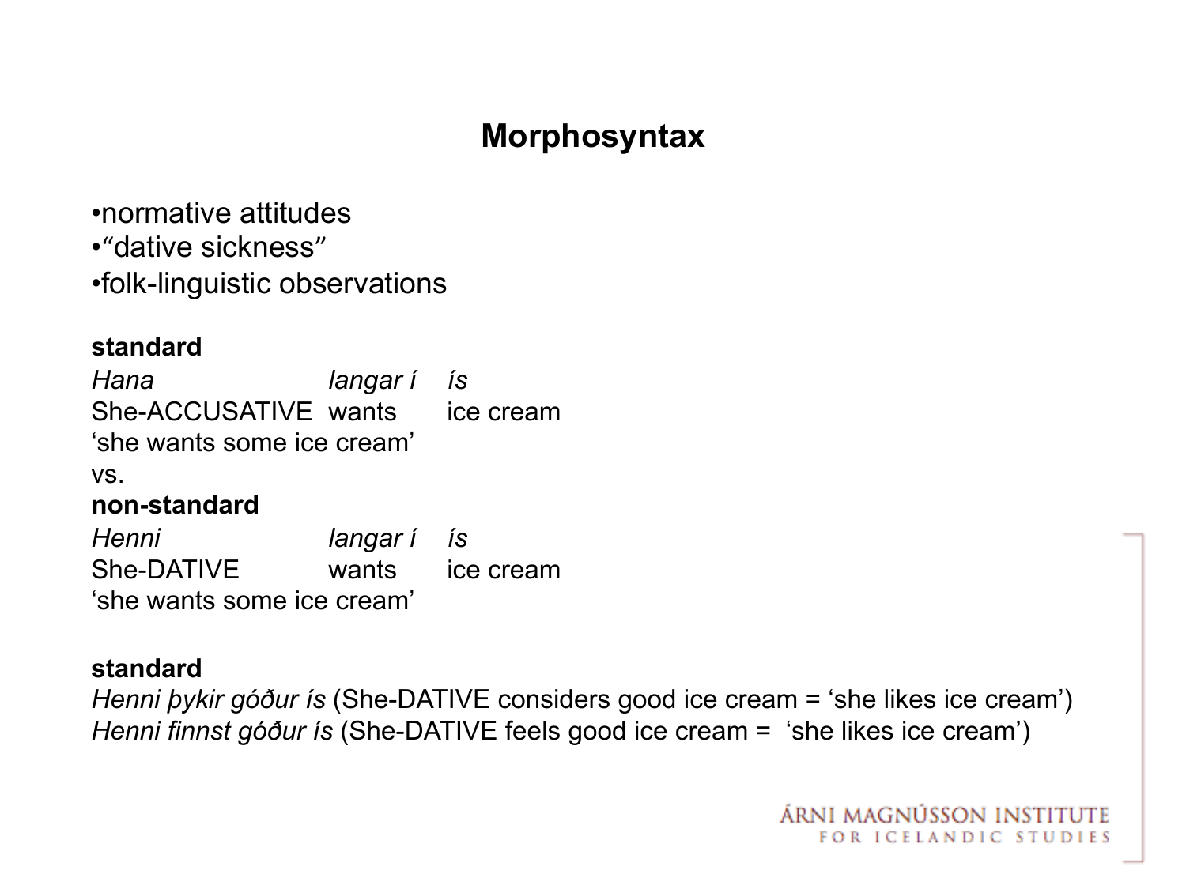# Morphosyntax

- normative attitudes
- "dative sickness"
- folk-linguistic observations

**standard**

| *Hana* | *langar í* | *ís* |
| --- | --- | --- |
| She-ACCUSATIVE | wants | ice cream |

'she wants some ice cream'

vs.

**non-standard**

| *Henni* | *langar í* | *ís* |
| --- | --- | --- |
| She-DATIVE | wants | ice cream |

'she wants some ice cream'

**standard**

*Henni þykir góður ís* (She-DATIVE considers good ice cream = 'she likes ice cream')
*Henni finnst góður ís* (She-DATIVE feels good ice cream = 'she likes ice cream')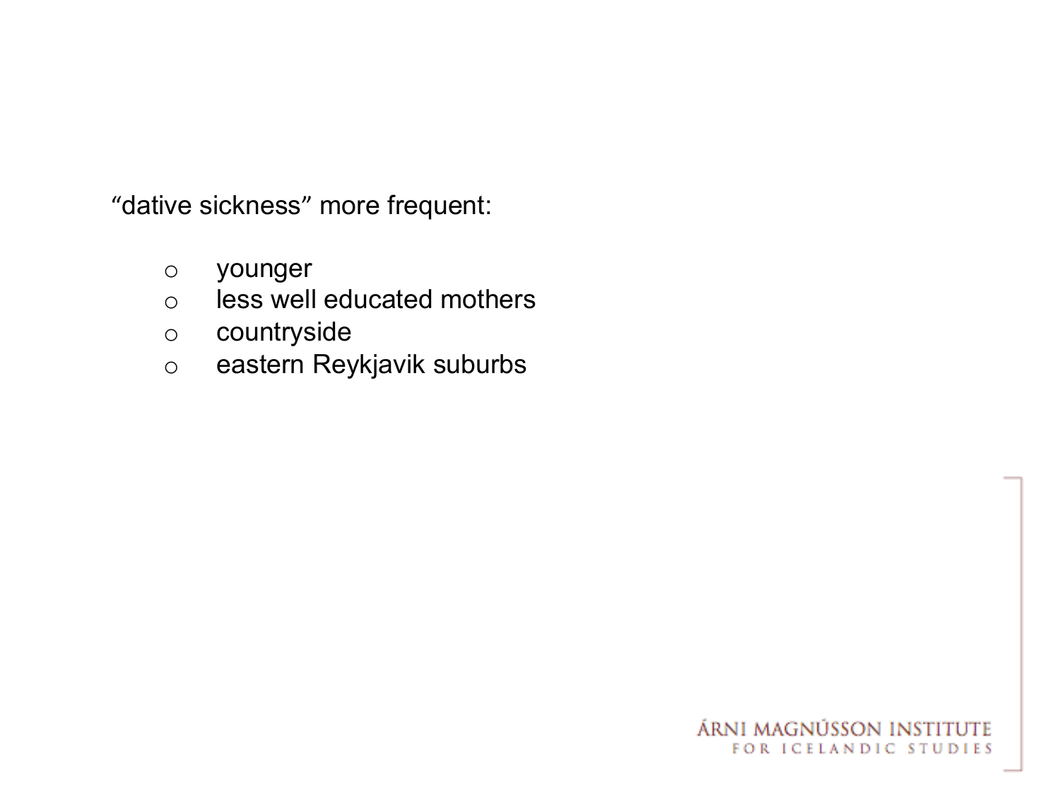"dative sickness" more frequent:

- younger
- less well educated mothers
- countryside
- eastern Reykjavik suburbs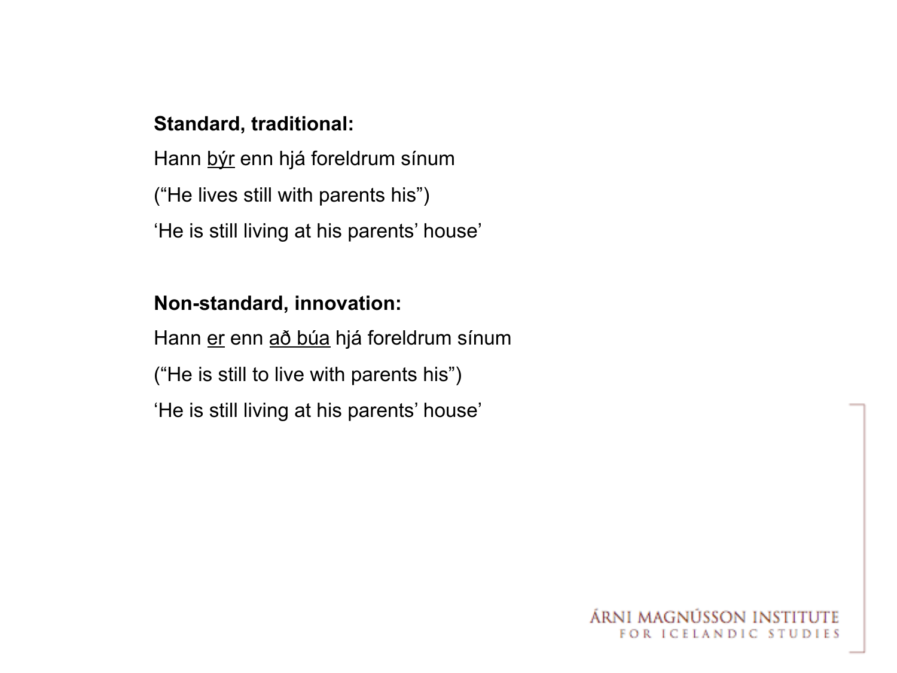**Standard, traditional:**

Hann <u>býr</u> enn hjá foreldrum sínum

(“He lives still with parents his”)

‘He is still living at his parents’ house’

**Non-standard, innovation:**

Hann <u>er</u> enn <u>að búa</u> hjá foreldrum sínum

(“He is still to live with parents his”)

‘He is still living at his parents’ house’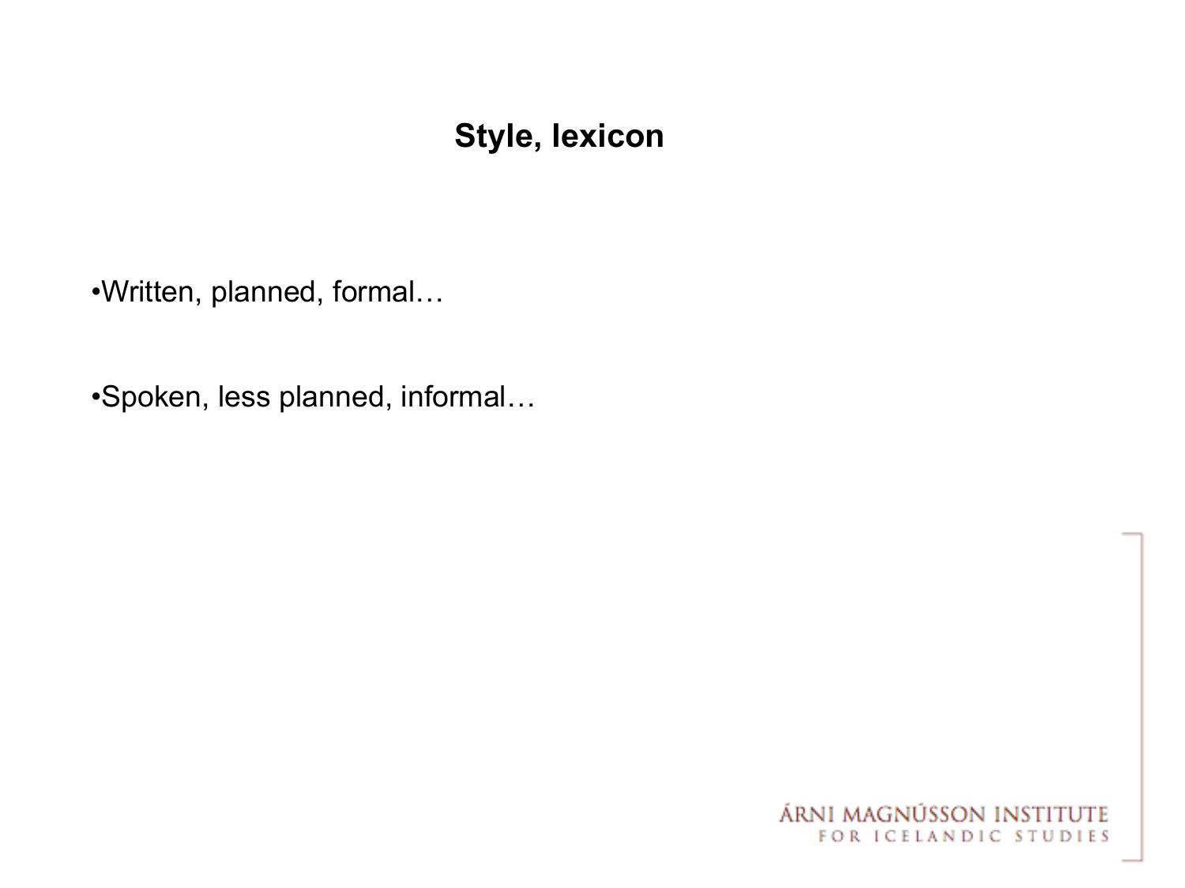# Style, lexicon

- Written, planned, formal…
- Spoken, less planned, informal…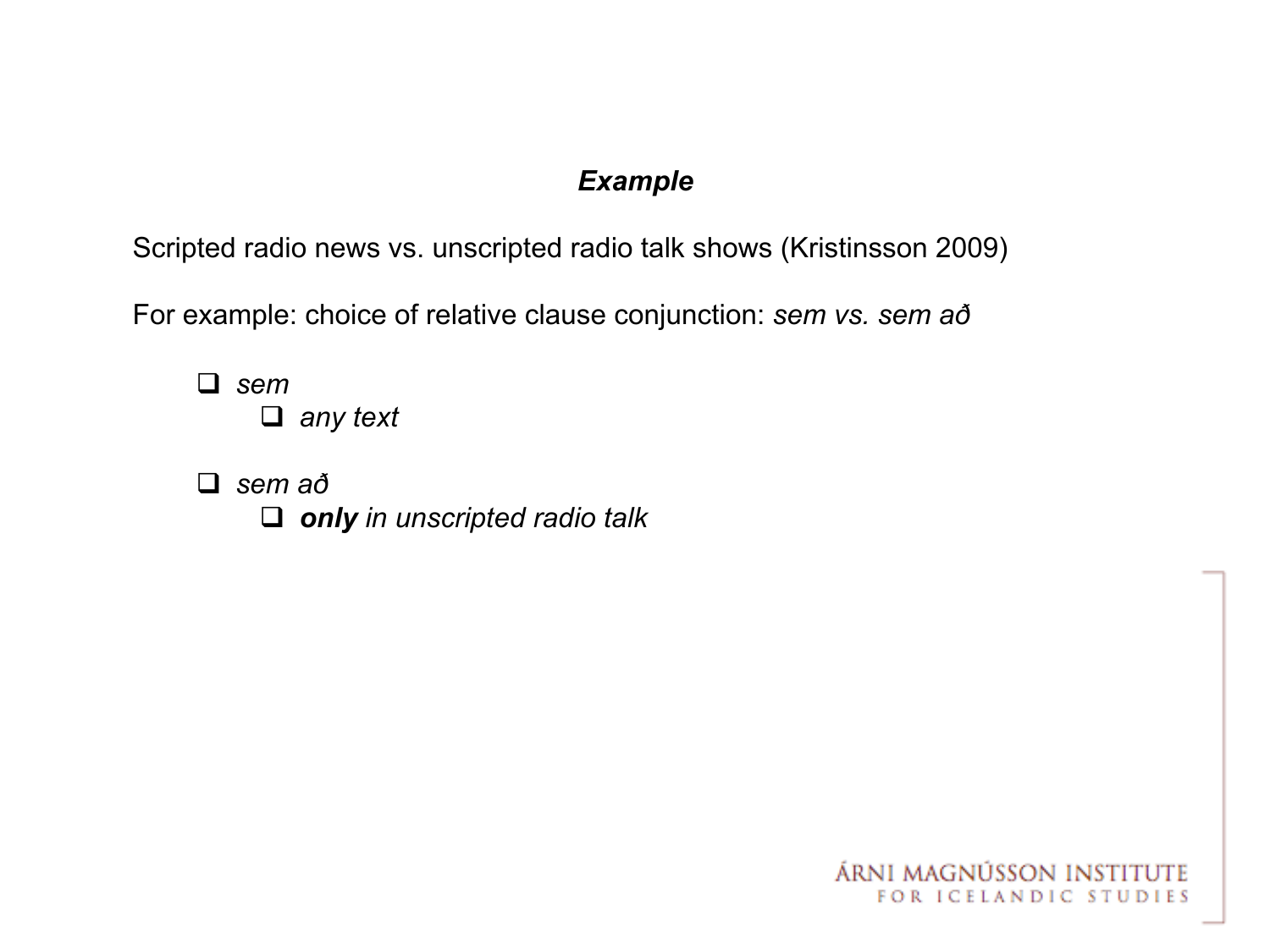### ***Example***

Scripted radio news vs. unscripted radio talk shows (Kristinsson 2009)

For example: choice of relative clause conjunction: *sem vs. sem að*

- *sem*
  - *any text*

- *sem að*
  - ***only** in unscripted radio talk*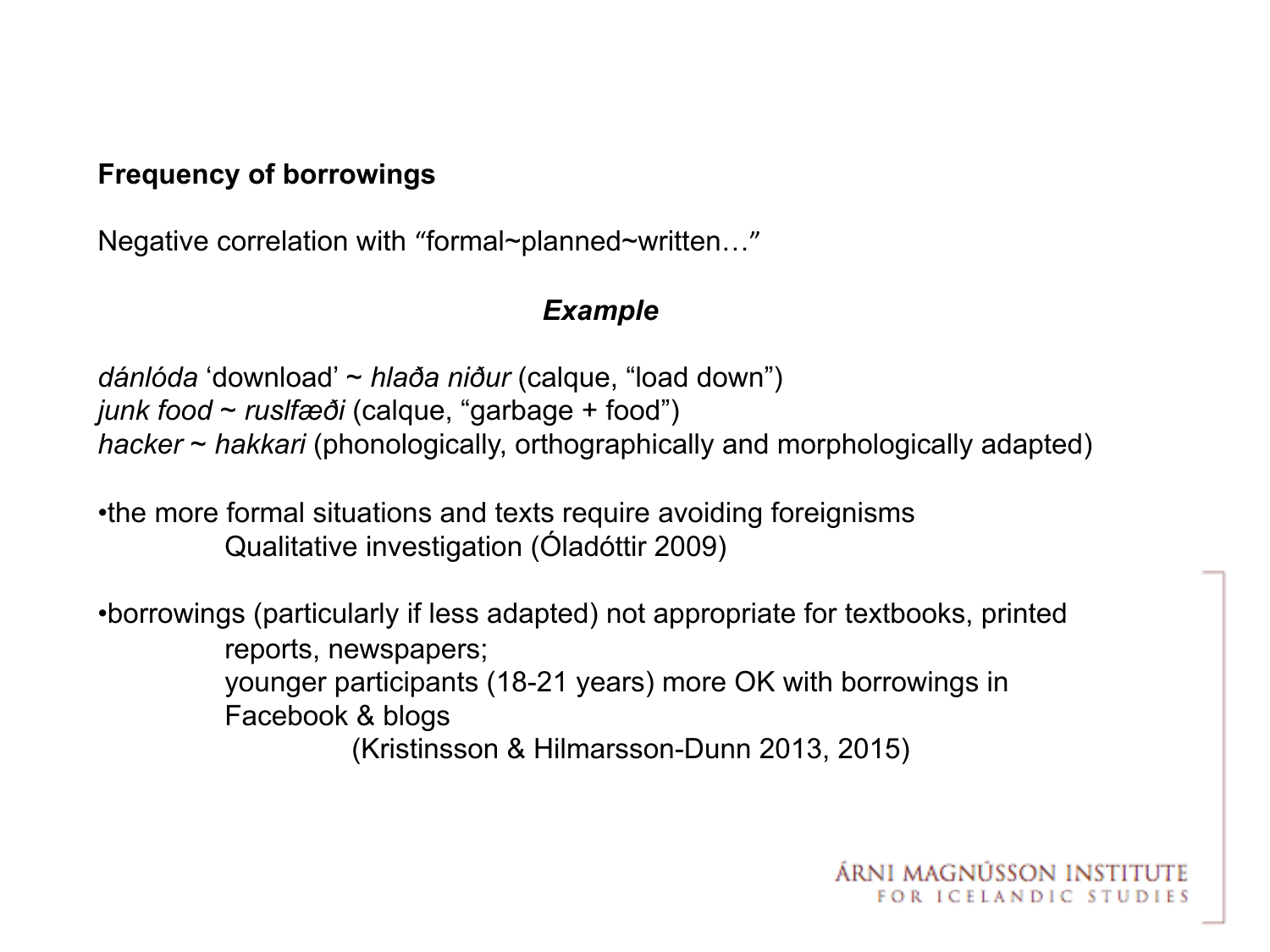**Frequency of borrowings**

Negative correlation with "formal~planned~written…"

***Example***

*dánlóda* 'download' ~ *hlaða niður* (calque, "load down")
*junk food* ~ *ruslfæði* (calque, "garbage + food")
*hacker* ~ *hakkari* (phonologically, orthographically and morphologically adapted)

- the more formal situations and texts require avoiding foreignisms
  Qualitative investigation (Óladóttir 2009)

- borrowings (particularly if less adapted) not appropriate for textbooks, printed reports, newspapers;
  younger participants (18-21 years) more OK with borrowings in Facebook & blogs
  (Kristinsson & Hilmarsson-Dunn 2013, 2015)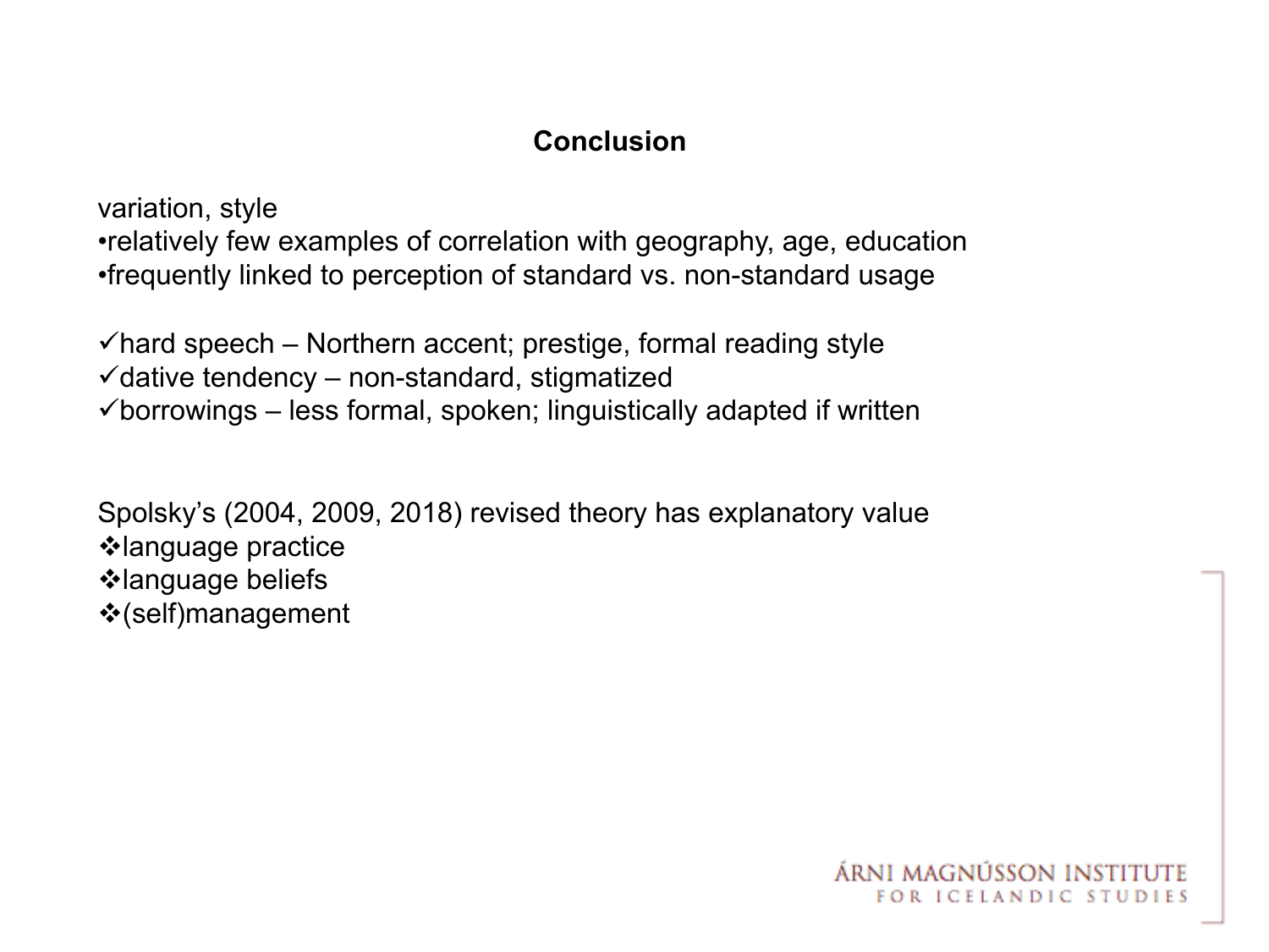## Conclusion

variation, style

- relatively few examples of correlation with geography, age, education
- frequently linked to perception of standard vs. non-standard usage

✓hard speech – Northern accent; prestige, formal reading style
✓dative tendency – non-standard, stigmatized
✓borrowings – less formal, spoken; linguistically adapted if written

Spolsky's (2004, 2009, 2018) revised theory has explanatory value

❖language practice
❖language beliefs
❖(self)management

ÁRNI MAGNÚSSON INSTITUTE
FOR ICELANDIC STUDIES